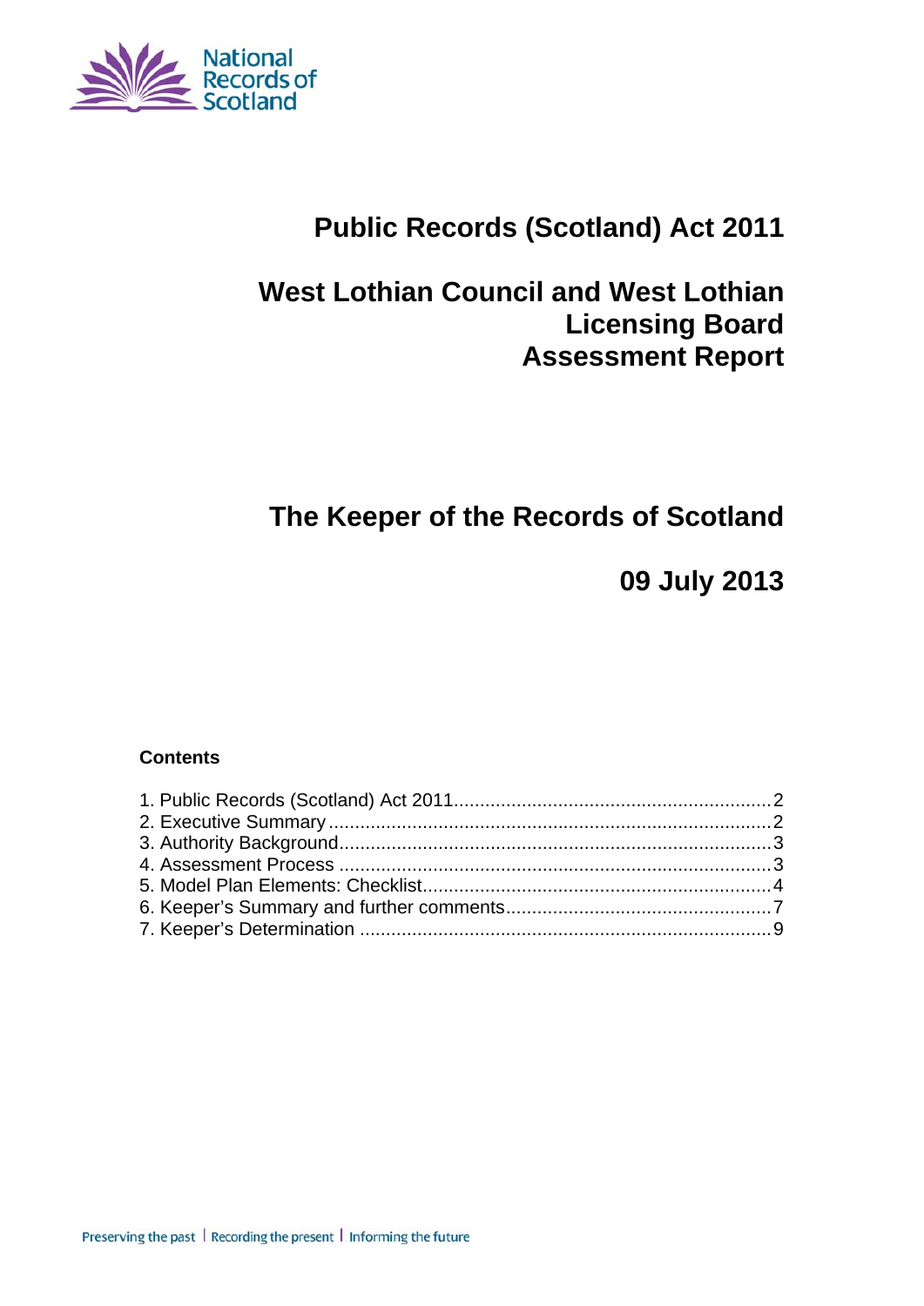National Records of Scotland

# Public Records (Scotland) Act 2011

# West Lothian Council and West Lothian Licensing Board Assessment Report

## The Keeper of the Records of Scotland

## 09 July 2013

**Contents**

1. Public Records (Scotland) Act 2011 .......... 2
2. Executive Summary .......... 2
3. Authority Background .......... 3
4. Assessment Process .......... 3
5. Model Plan Elements: Checklist .......... 4
6. Keeper's Summary and further comments .......... 7
7. Keeper's Determination .......... 9

Preserving the past | Recording the present | Informing the future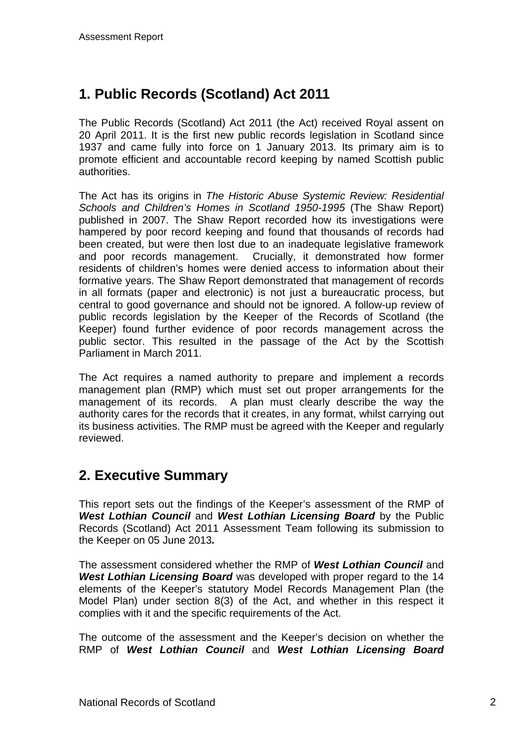## 1. Public Records (Scotland) Act 2011

The Public Records (Scotland) Act 2011 (the Act) received Royal assent on 20 April 2011. It is the first new public records legislation in Scotland since 1937 and came fully into force on 1 January 2013. Its primary aim is to promote efficient and accountable record keeping by named Scottish public authorities.

The Act has its origins in *The Historic Abuse Systemic Review: Residential Schools and Children's Homes in Scotland 1950-1995* (The Shaw Report) published in 2007. The Shaw Report recorded how its investigations were hampered by poor record keeping and found that thousands of records had been created, but were then lost due to an inadequate legislative framework and poor records management. Crucially, it demonstrated how former residents of children's homes were denied access to information about their formative years. The Shaw Report demonstrated that management of records in all formats (paper and electronic) is not just a bureaucratic process, but central to good governance and should not be ignored. A follow-up review of public records legislation by the Keeper of the Records of Scotland (the Keeper) found further evidence of poor records management across the public sector. This resulted in the passage of the Act by the Scottish Parliament in March 2011.

The Act requires a named authority to prepare and implement a records management plan (RMP) which must set out proper arrangements for the management of its records. A plan must clearly describe the way the authority cares for the records that it creates, in any format, whilst carrying out its business activities. The RMP must be agreed with the Keeper and regularly reviewed.

## 2. Executive Summary

This report sets out the findings of the Keeper's assessment of the RMP of ***West Lothian Council*** and ***West Lothian Licensing Board*** by the Public Records (Scotland) Act 2011 Assessment Team following its submission to the Keeper on 05 June 2013***.***

The assessment considered whether the RMP of ***West Lothian Council*** and ***West Lothian Licensing Board*** was developed with proper regard to the 14 elements of the Keeper's statutory Model Records Management Plan (the Model Plan) under section 8(3) of the Act, and whether in this respect it complies with it and the specific requirements of the Act.

The outcome of the assessment and the Keeper's decision on whether the RMP of ***West Lothian Council*** and ***West Lothian Licensing Board***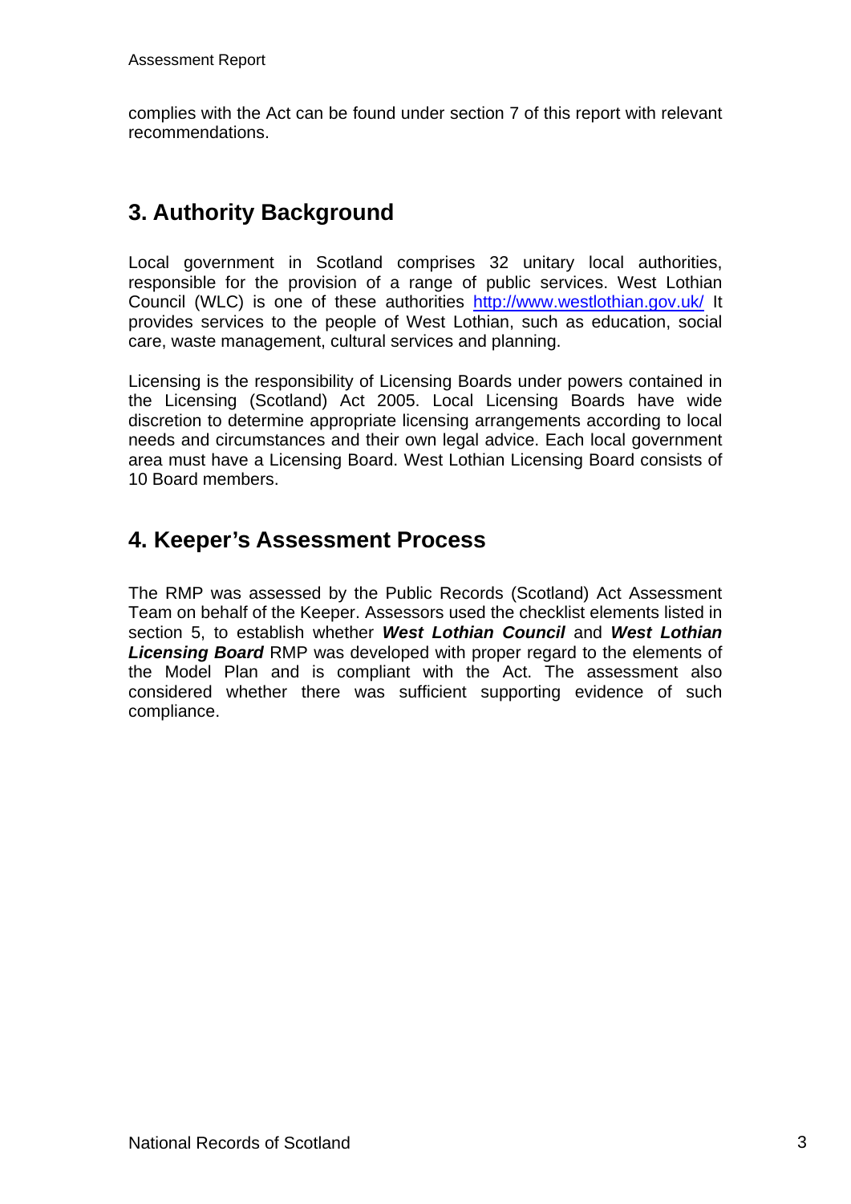complies with the Act can be found under section 7 of this report with relevant recommendations.

## 3. Authority Background

Local government in Scotland comprises 32 unitary local authorities, responsible for the provision of a range of public services. West Lothian Council (WLC) is one of these authorities http://www.westlothian.gov.uk/ It provides services to the people of West Lothian, such as education, social care, waste management, cultural services and planning.

Licensing is the responsibility of Licensing Boards under powers contained in the Licensing (Scotland) Act 2005. Local Licensing Boards have wide discretion to determine appropriate licensing arrangements according to local needs and circumstances and their own legal advice. Each local government area must have a Licensing Board. West Lothian Licensing Board consists of 10 Board members.

## 4. Keeper's Assessment Process

The RMP was assessed by the Public Records (Scotland) Act Assessment Team on behalf of the Keeper. Assessors used the checklist elements listed in section 5, to establish whether ***West Lothian Council*** and ***West Lothian Licensing Board*** RMP was developed with proper regard to the elements of the Model Plan and is compliant with the Act. The assessment also considered whether there was sufficient supporting evidence of such compliance.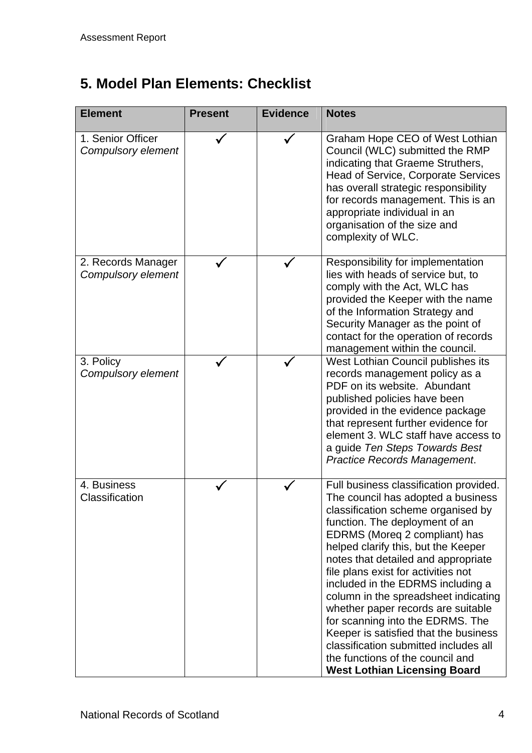## 5. Model Plan Elements: Checklist

| Element | Present | Evidence | Notes |
|---|---|---|---|
| 1. Senior Officer *Compulsory element* | ✓ | ✓ | Graham Hope CEO of West Lothian Council (WLC) submitted the RMP indicating that Graeme Struthers, Head of Service, Corporate Services has overall strategic responsibility for records management. This is an appropriate individual in an organisation of the size and complexity of WLC. |
| 2. Records Manager *Compulsory element* | ✓ | ✓ | Responsibility for implementation lies with heads of service but, to comply with the Act, WLC has provided the Keeper with the name of the Information Strategy and Security Manager as the point of contact for the operation of records management within the council. |
| 3. Policy *Compulsory element* | ✓ | ✓ | West Lothian Council publishes its records management policy as a PDF on its website. Abundant published policies have been provided in the evidence package that represent further evidence for element 3. WLC staff have access to a guide *Ten Steps Towards Best Practice Records Management*. |
| 4. Business Classification | ✓ | ✓ | Full business classification provided. The council has adopted a business classification scheme organised by function. The deployment of an EDRMS (Moreq 2 compliant) has helped clarify this, but the Keeper notes that detailed and appropriate file plans exist for activities not included in the EDRMS including a column in the spreadsheet indicating whether paper records are suitable for scanning into the EDRMS. The Keeper is satisfied that the business classification submitted includes all the functions of the council and **West Lothian Licensing Board** |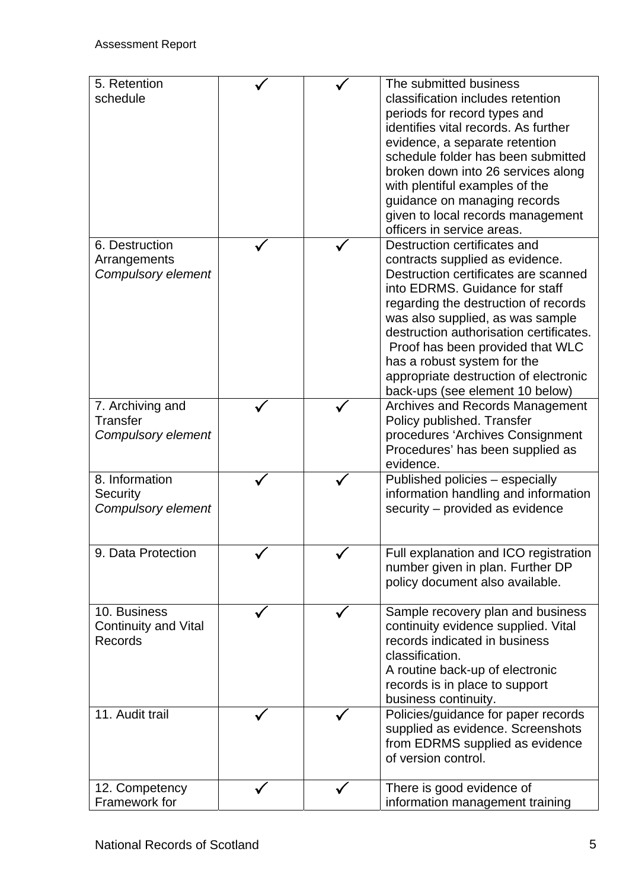| | | | |
|---|---|---|---|
| 5. Retention schedule | ✓ | ✓ | The submitted business classification includes retention periods for record types and identifies vital records. As further evidence, a separate retention schedule folder has been submitted broken down into 26 services along with plentiful examples of the guidance on managing records given to local records management officers in service areas. |
| 6. Destruction Arrangements *Compulsory element* | ✓ | ✓ | Destruction certificates and contracts supplied as evidence. Destruction certificates are scanned into EDRMS. Guidance for staff regarding the destruction of records was also supplied, as was sample destruction authorisation certificates. Proof has been provided that WLC has a robust system for the appropriate destruction of electronic back-ups (see element 10 below) |
| 7. Archiving and Transfer *Compulsory element* | ✓ | ✓ | Archives and Records Management Policy published. Transfer procedures 'Archives Consignment Procedures' has been supplied as evidence. |
| 8. Information Security *Compulsory element* | ✓ | ✓ | Published policies – especially information handling and information security – provided as evidence |
| 9. Data Protection | ✓ | ✓ | Full explanation and ICO registration number given in plan. Further DP policy document also available. |
| 10. Business Continuity and Vital Records | ✓ | ✓ | Sample recovery plan and business continuity evidence supplied. Vital records indicated in business classification.<br>A routine back-up of electronic records is in place to support business continuity. |
| 11. Audit trail | ✓ | ✓ | Policies/guidance for paper records supplied as evidence. Screenshots from EDRMS supplied as evidence of version control. |
| 12. Competency Framework for | ✓ | ✓ | There is good evidence of information management training |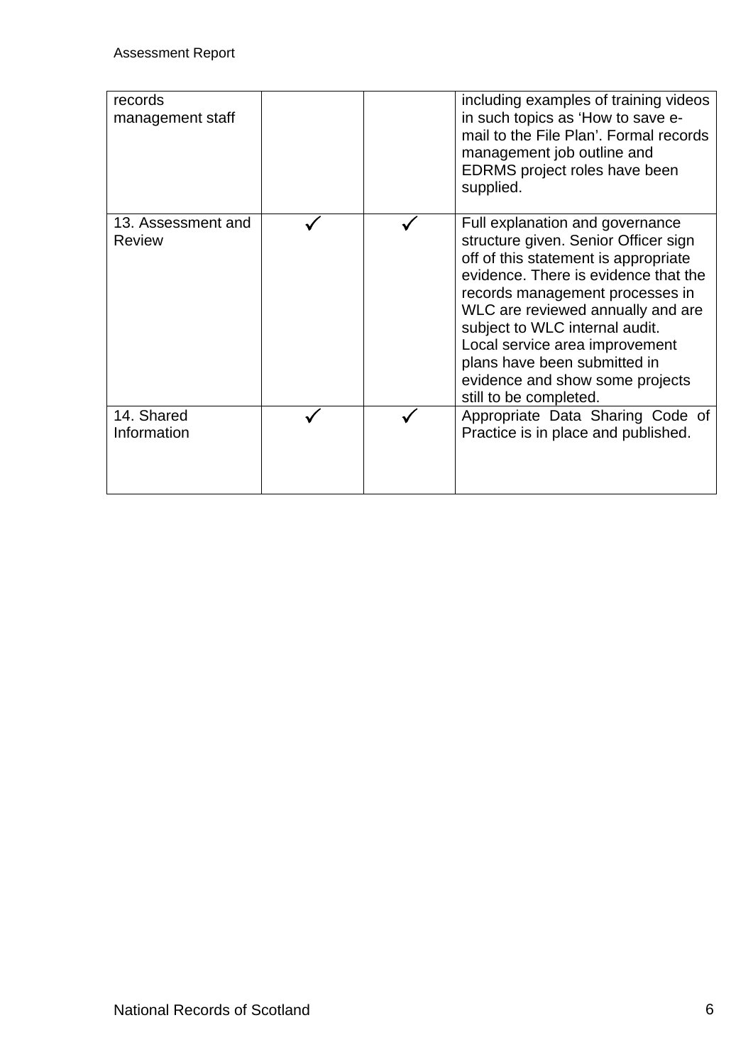| | | | |
|---|---|---|---|
| records management staff | | | including examples of training videos in such topics as 'How to save e-mail to the File Plan'. Formal records management job outline and EDRMS project roles have been supplied. |
| 13. Assessment and Review | ✓ | ✓ | Full explanation and governance structure given. Senior Officer sign off of this statement is appropriate evidence. There is evidence that the records management processes in WLC are reviewed annually and are subject to WLC internal audit. Local service area improvement plans have been submitted in evidence and show some projects still to be completed. |
| 14. Shared Information | ✓ | ✓ | Appropriate Data Sharing Code of Practice is in place and published. |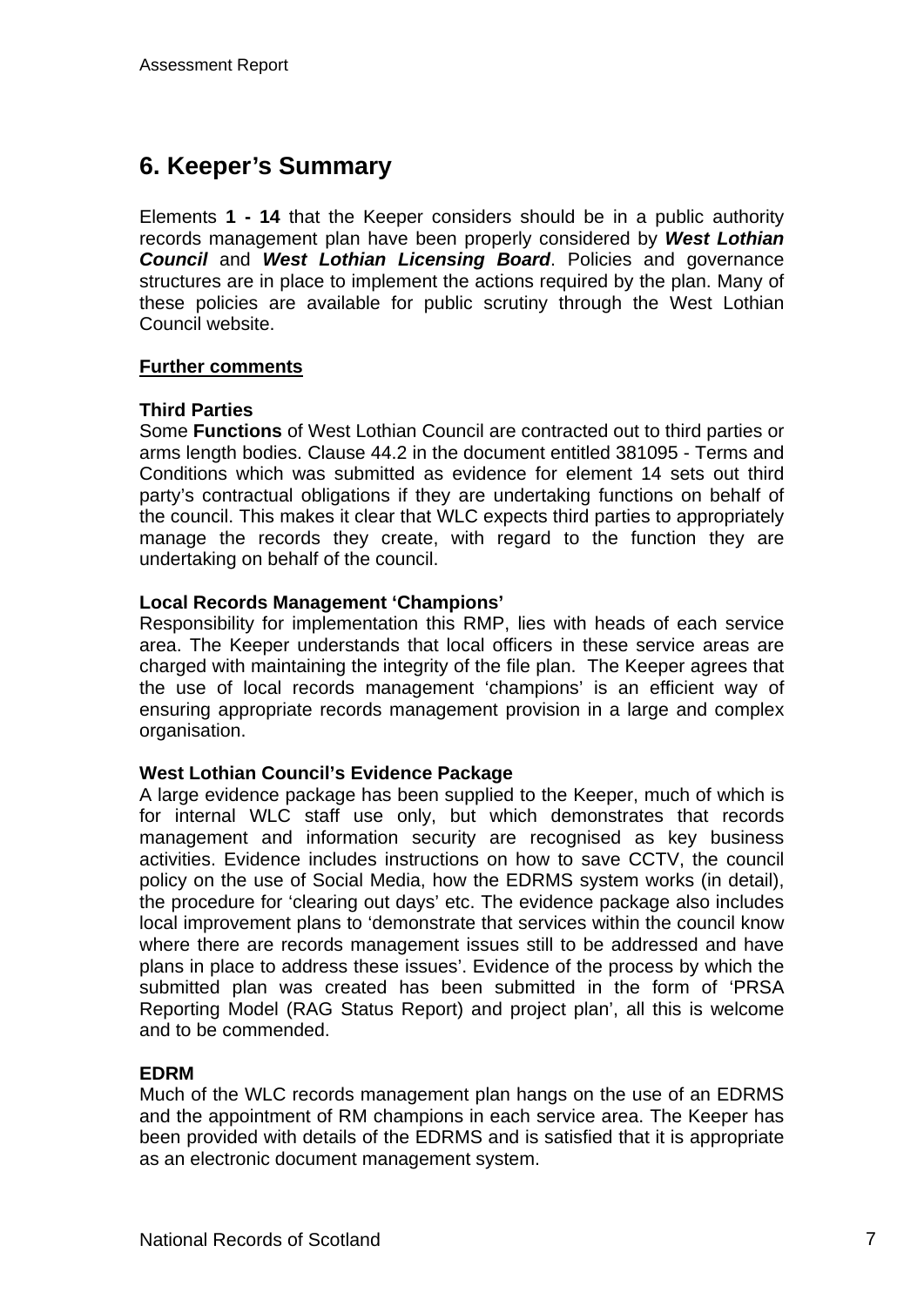## 6. Keeper's Summary

Elements **1 - 14** that the Keeper considers should be in a public authority records management plan have been properly considered by ***West Lothian Council*** and ***West Lothian Licensing Board***. Policies and governance structures are in place to implement the actions required by the plan. Many of these policies are available for public scrutiny through the West Lothian Council website.

**Further comments**

**Third Parties**
Some **Functions** of West Lothian Council are contracted out to third parties or arms length bodies. Clause 44.2 in the document entitled 381095 - Terms and Conditions which was submitted as evidence for element 14 sets out third party's contractual obligations if they are undertaking functions on behalf of the council. This makes it clear that WLC expects third parties to appropriately manage the records they create, with regard to the function they are undertaking on behalf of the council.

**Local Records Management 'Champions'**
Responsibility for implementation this RMP, lies with heads of each service area. The Keeper understands that local officers in these service areas are charged with maintaining the integrity of the file plan. The Keeper agrees that the use of local records management 'champions' is an efficient way of ensuring appropriate records management provision in a large and complex organisation.

**West Lothian Council's Evidence Package**
A large evidence package has been supplied to the Keeper, much of which is for internal WLC staff use only, but which demonstrates that records management and information security are recognised as key business activities. Evidence includes instructions on how to save CCTV, the council policy on the use of Social Media, how the EDRMS system works (in detail), the procedure for 'clearing out days' etc. The evidence package also includes local improvement plans to 'demonstrate that services within the council know where there are records management issues still to be addressed and have plans in place to address these issues'. Evidence of the process by which the submitted plan was created has been submitted in the form of 'PRSA Reporting Model (RAG Status Report) and project plan', all this is welcome and to be commended.

**EDRM**
Much of the WLC records management plan hangs on the use of an EDRMS and the appointment of RM champions in each service area. The Keeper has been provided with details of the EDRMS and is satisfied that it is appropriate as an electronic document management system.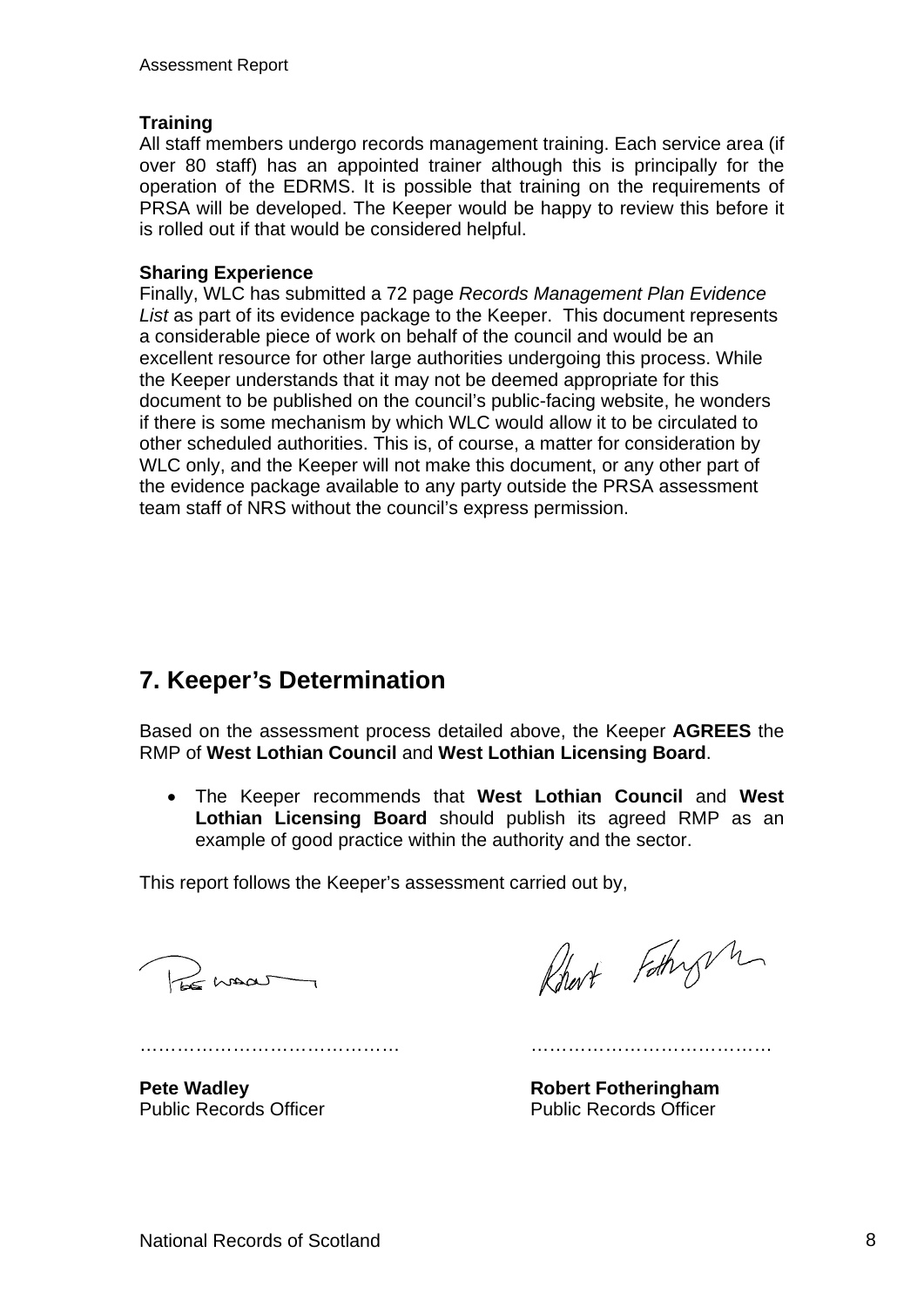**Training**

All staff members undergo records management training. Each service area (if over 80 staff) has an appointed trainer although this is principally for the operation of the EDRMS. It is possible that training on the requirements of PRSA will be developed. The Keeper would be happy to review this before it is rolled out if that would be considered helpful.

**Sharing Experience**

Finally, WLC has submitted a 72 page *Records Management Plan Evidence List* as part of its evidence package to the Keeper. This document represents a considerable piece of work on behalf of the council and would be an excellent resource for other large authorities undergoing this process. While the Keeper understands that it may not be deemed appropriate for this document to be published on the council's public-facing website, he wonders if there is some mechanism by which WLC would allow it to be circulated to other scheduled authorities. This is, of course, a matter for consideration by WLC only, and the Keeper will not make this document, or any other part of the evidence package available to any party outside the PRSA assessment team staff of NRS without the council's express permission.

## 7. Keeper's Determination

Based on the assessment process detailed above, the Keeper **AGREES** the RMP of **West Lothian Council** and **West Lothian Licensing Board**.

- The Keeper recommends that **West Lothian Council** and **West Lothian Licensing Board** should publish its agreed RMP as an example of good practice within the authority and the sector.

This report follows the Keeper's assessment carried out by,

…………………………………… ……………………………………

**Pete Wadley**
Public Records Officer

**Robert Fotheringham**
Public Records Officer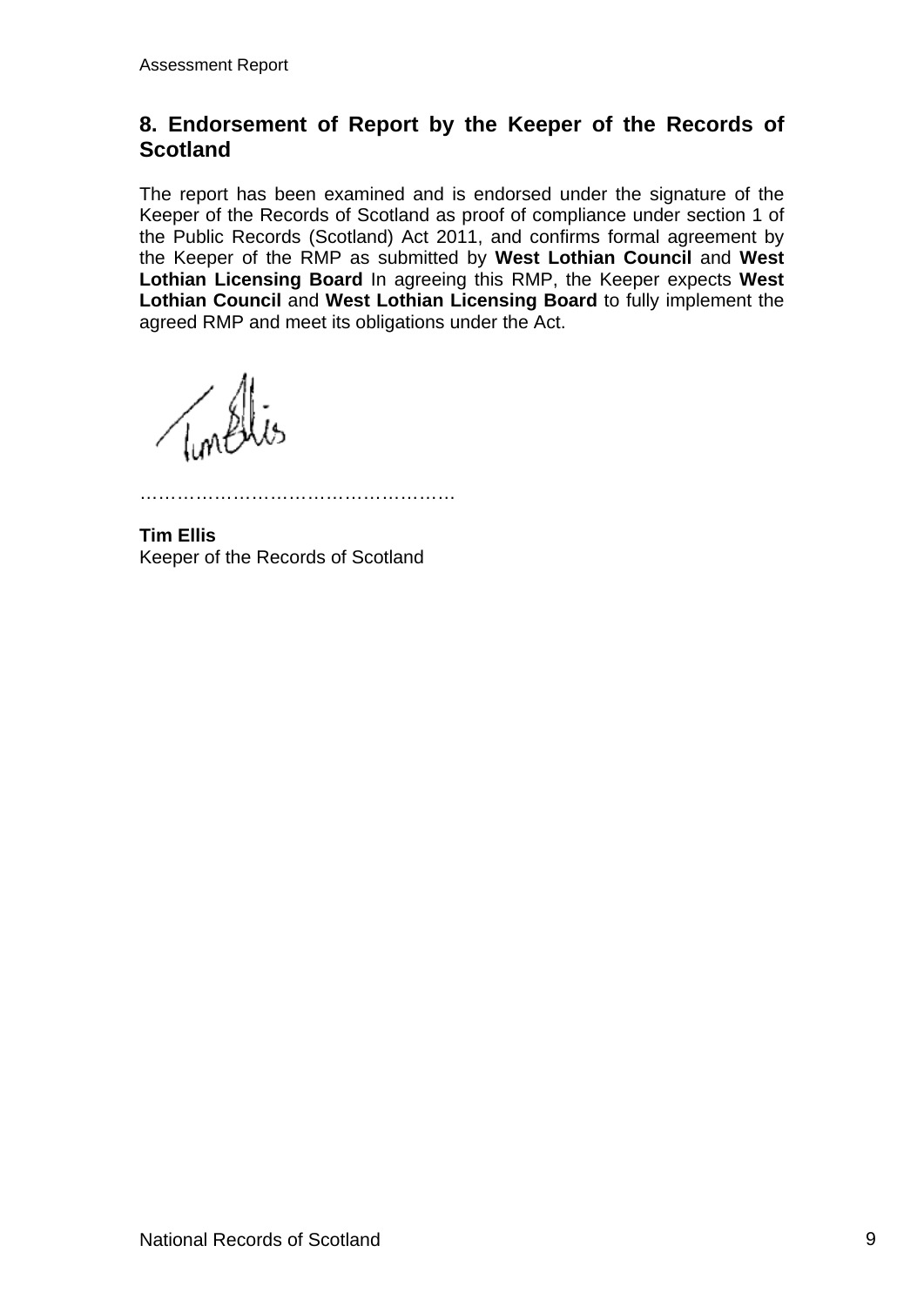## 8. Endorsement of Report by the Keeper of the Records of Scotland

The report has been examined and is endorsed under the signature of the Keeper of the Records of Scotland as proof of compliance under section 1 of the Public Records (Scotland) Act 2011, and confirms formal agreement by the Keeper of the RMP as submitted by **West Lothian Council** and **West Lothian Licensing Board** In agreeing this RMP, the Keeper expects **West Lothian Council** and **West Lothian Licensing Board** to fully implement the agreed RMP and meet its obligations under the Act.

……………………………………………

**Tim Ellis**
Keeper of the Records of Scotland